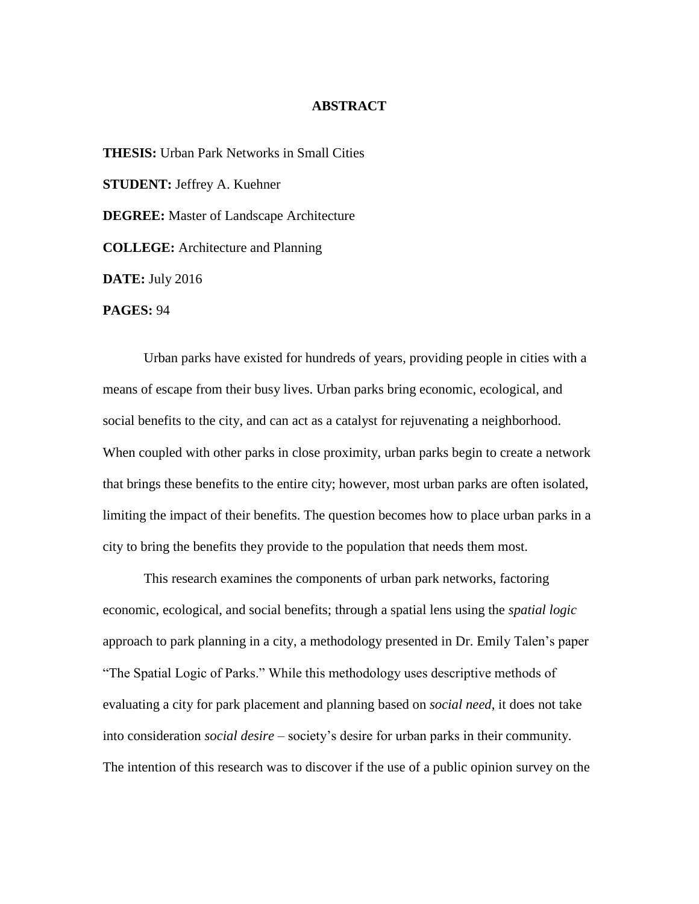# ABSTRACT

**THESIS:** Urban Park Networks in Small Cities

**STUDENT:** Jeffrey A. Kuehner

**DEGREE:** Master of Landscape Architecture

**COLLEGE:** Architecture and Planning

**DATE:** July 2016

**PAGES:** 94

Urban parks have existed for hundreds of years, providing people in cities with a means of escape from their busy lives. Urban parks bring economic, ecological, and social benefits to the city, and can act as a catalyst for rejuvenating a neighborhood. When coupled with other parks in close proximity, urban parks begin to create a network that brings these benefits to the entire city; however, most urban parks are often isolated, limiting the impact of their benefits. The question becomes how to place urban parks in a city to bring the benefits they provide to the population that needs them most.

This research examines the components of urban park networks, factoring economic, ecological, and social benefits; through a spatial lens using the *spatial logic* approach to park planning in a city, a methodology presented in Dr. Emily Talen's paper "The Spatial Logic of Parks." While this methodology uses descriptive methods of evaluating a city for park placement and planning based on *social need*, it does not take into consideration *social desire* – society's desire for urban parks in their community. The intention of this research was to discover if the use of a public opinion survey on the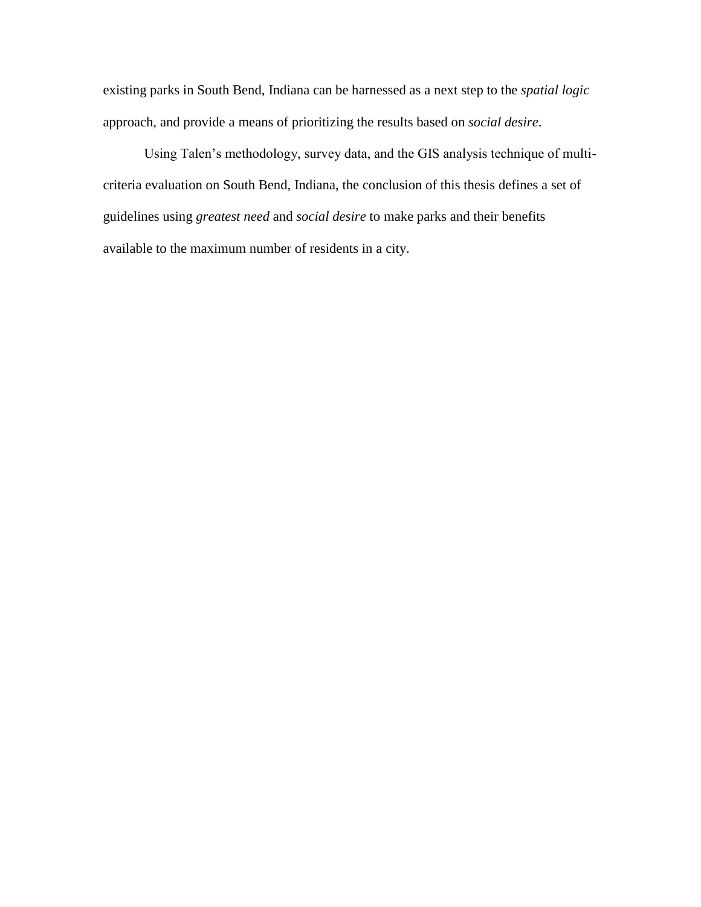existing parks in South Bend, Indiana can be harnessed as a next step to the *spatial logic* approach, and provide a means of prioritizing the results based on *social desire*.

Using Talen's methodology, survey data, and the GIS analysis technique of multi-criteria evaluation on South Bend, Indiana, the conclusion of this thesis defines a set of guidelines using *greatest need* and *social desire* to make parks and their benefits available to the maximum number of residents in a city.